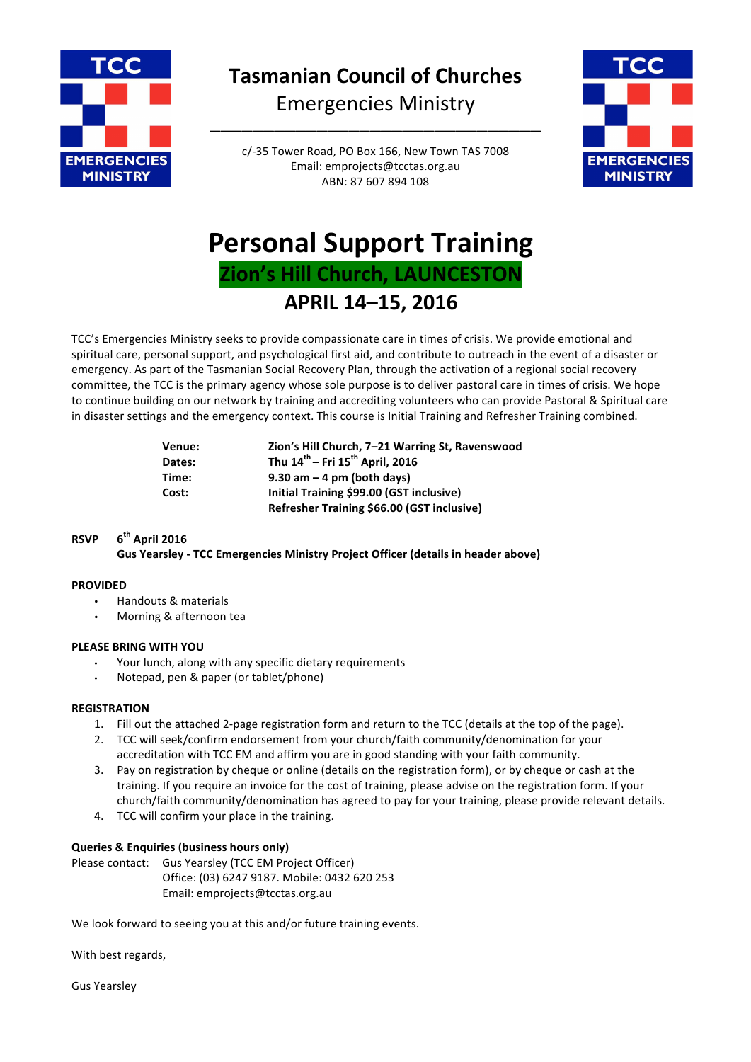# Tasmanian Council of Churches

Emergencies Ministry

c/-35 Tower Road, PO Box 166, New Town TAS 7008
Email: emprojects@tcctas.org.au
ABN: 87 607 894 108

# Personal Support Training

## Zion's Hill Church, LAUNCESTON

## APRIL 14–15, 2016

TCC's Emergencies Ministry seeks to provide compassionate care in times of crisis. We provide emotional and spiritual care, personal support, and psychological first aid, and contribute to outreach in the event of a disaster or emergency. As part of the Tasmanian Social Recovery Plan, through the activation of a regional social recovery committee, the TCC is the primary agency whose sole purpose is to deliver pastoral care in times of crisis. We hope to continue building on our network by training and accrediting volunteers who can provide Pastoral & Spiritual care in disaster settings and the emergency context. This course is Initial Training and Refresher Training combined.

| | |
|---|---|
| **Venue:** | **Zion's Hill Church, 7–21 Warring St, Ravenswood** |
| **Dates:** | **Thu 14th – Fri 15th April, 2016** |
| **Time:** | **9.30 am – 4 pm (both days)** |
| **Cost:** | **Initial Training $99.00 (GST inclusive)** |
| | **Refresher Training $66.00 (GST inclusive)** |

**RSVP** **6th April 2016**
**Gus Yearsley - TCC Emergencies Ministry Project Officer (details in header above)**

**PROVIDED**

- Handouts & materials
- Morning & afternoon tea

**PLEASE BRING WITH YOU**

- Your lunch, along with any specific dietary requirements
- Notepad, pen & paper (or tablet/phone)

**REGISTRATION**

1. Fill out the attached 2-page registration form and return to the TCC (details at the top of the page).
2. TCC will seek/confirm endorsement from your church/faith community/denomination for your accreditation with TCC EM and affirm you are in good standing with your faith community.
3. Pay on registration by cheque or online (details on the registration form), or by cheque or cash at the training. If you require an invoice for the cost of training, please advise on the registration form. If your church/faith community/denomination has agreed to pay for your training, please provide relevant details.
4. TCC will confirm your place in the training.

**Queries & Enquiries (business hours only)**

Please contact: Gus Yearsley (TCC EM Project Officer)
Office: (03) 6247 9187. Mobile: 0432 620 253
Email: emprojects@tcctas.org.au

We look forward to seeing you at this and/or future training events.

With best regards,

Gus Yearsley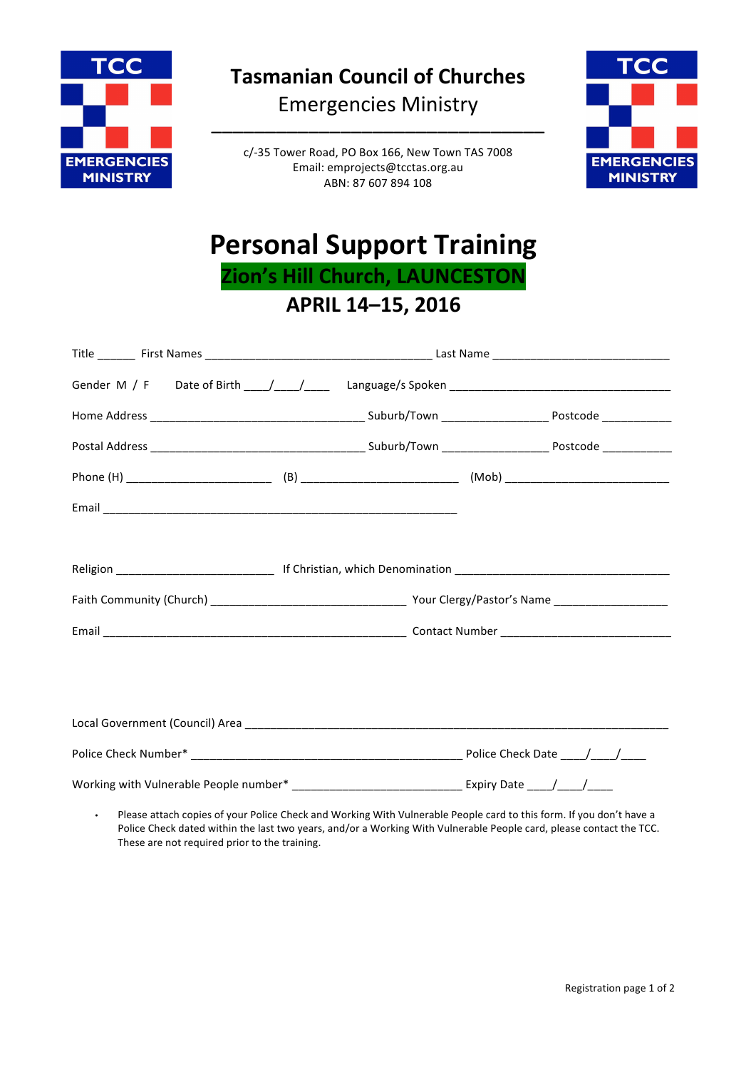# Tasmanian Council of Churches

Emergencies Ministry

c/-35 Tower Road, PO Box 166, New Town TAS 7008
Email: emprojects@tcctas.org.au
ABN: 87 607 894 108

# Personal Support Training

## Zion's Hill Church, LAUNCESTON

## APRIL 14–15, 2016

Title ______ First Names ___________________________________ Last Name ____________________________

Gender M / F Date of Birth ____/____/____ Language/s Spoken ___________________________________

Home Address _________________________________ Suburb/Town ________________ Postcode ___________

Postal Address _________________________________ Suburb/Town ________________ Postcode ___________

Phone (H) _______________________ (B) _________________________ (Mob) __________________________

Email _______________________________________________________

Religion _________________________ If Christian, which Denomination __________________________________

Faith Community (Church) ______________________________ Your Clergy/Pastor's Name __________________

Email ________________________________________________ Contact Number ___________________________

Local Government (Council) Area _________________________________________________________________

Police Check Number* __________________________________________ Police Check Date ____/____/____

Working with Vulnerable People number* ___________________________ Expiry Date ____/____/____

- Please attach copies of your Police Check and Working With Vulnerable People card to this form. If you don't have a Police Check dated within the last two years, and/or a Working With Vulnerable People card, please contact the TCC. These are not required prior to the training.

Registration page 1 of 2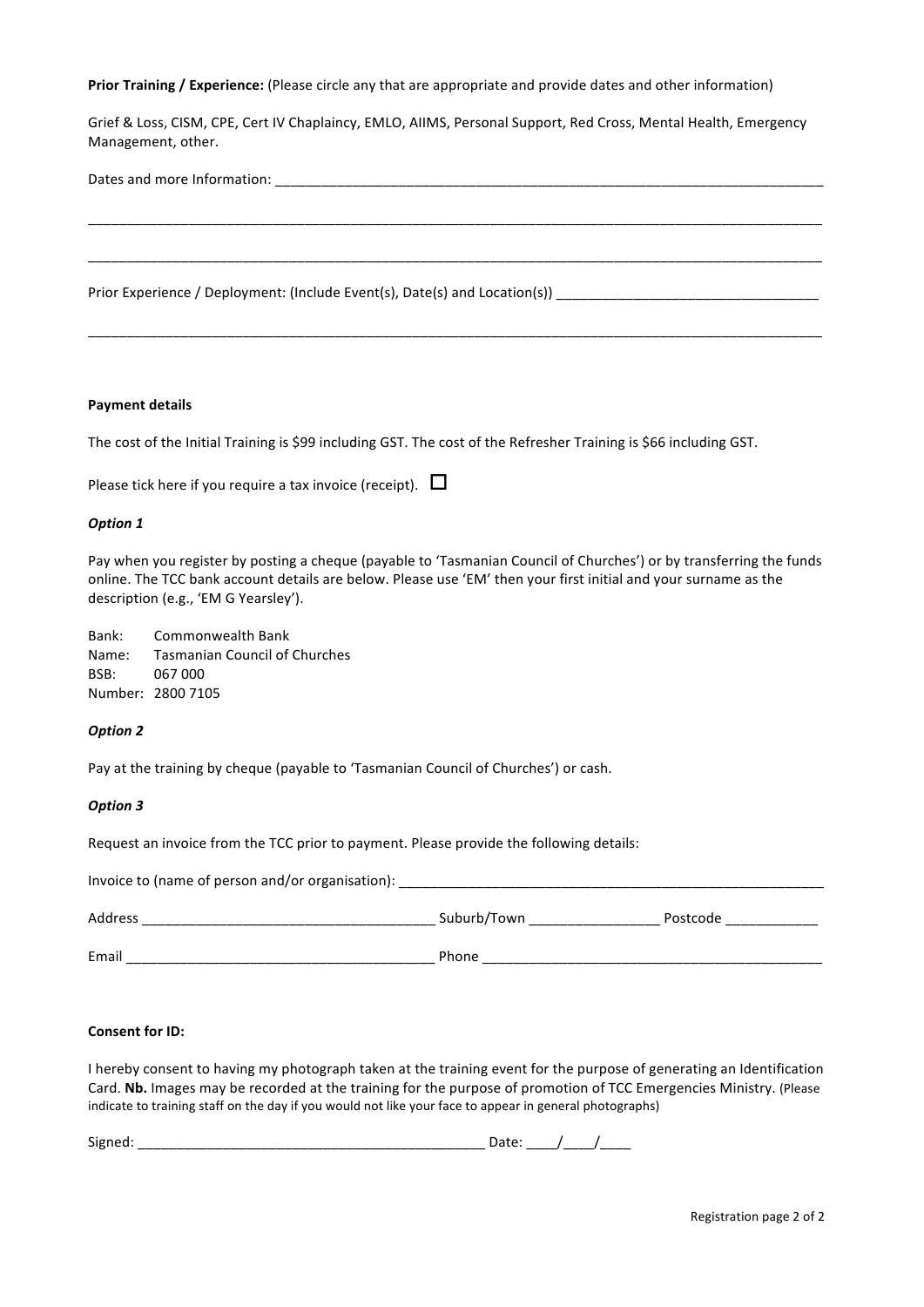**Prior Training / Experience:** (Please circle any that are appropriate and provide dates and other information)

Grief & Loss, CISM, CPE, Cert IV Chaplaincy, EMLO, AIIMS, Personal Support, Red Cross, Mental Health, Emergency Management, other.

Dates and more Information: ___________________________________________________________________________

_____________________________________________________________________________________________________

_____________________________________________________________________________________________________

Prior Experience / Deployment: (Include Event(s), Date(s) and Location(s)) __________________________________

_____________________________________________________________________________________________________

**Payment details**

The cost of the Initial Training is $99 including GST. The cost of the Refresher Training is $66 including GST.

Please tick here if you require a tax invoice (receipt). ☐

***Option 1***

Pay when you register by posting a cheque (payable to 'Tasmanian Council of Churches') or by transferring the funds online. The TCC bank account details are below. Please use 'EM' then your first initial and your surname as the description (e.g., 'EM G Yearsley').

Bank: Commonwealth Bank
Name: Tasmanian Council of Churches
BSB: 067 000
Number: 2800 7105

***Option 2***

Pay at the training by cheque (payable to 'Tasmanian Council of Churches') or cash.

***Option 3***

Request an invoice from the TCC prior to payment. Please provide the following details:

Invoice to (name of person and/or organisation): ________________________________________________________

Address ______________________________________ Suburb/Town ________________ Postcode ___________

Email _______________________________________ Phone ___________________________________________

**Consent for ID:**

I hereby consent to having my photograph taken at the training event for the purpose of generating an Identification Card. **Nb.** Images may be recorded at the training for the purpose of promotion of TCC Emergencies Ministry. (Please indicate to training staff on the day if you would not like your face to appear in general photographs)

Signed: ____________________________________________ Date: ____/____/____